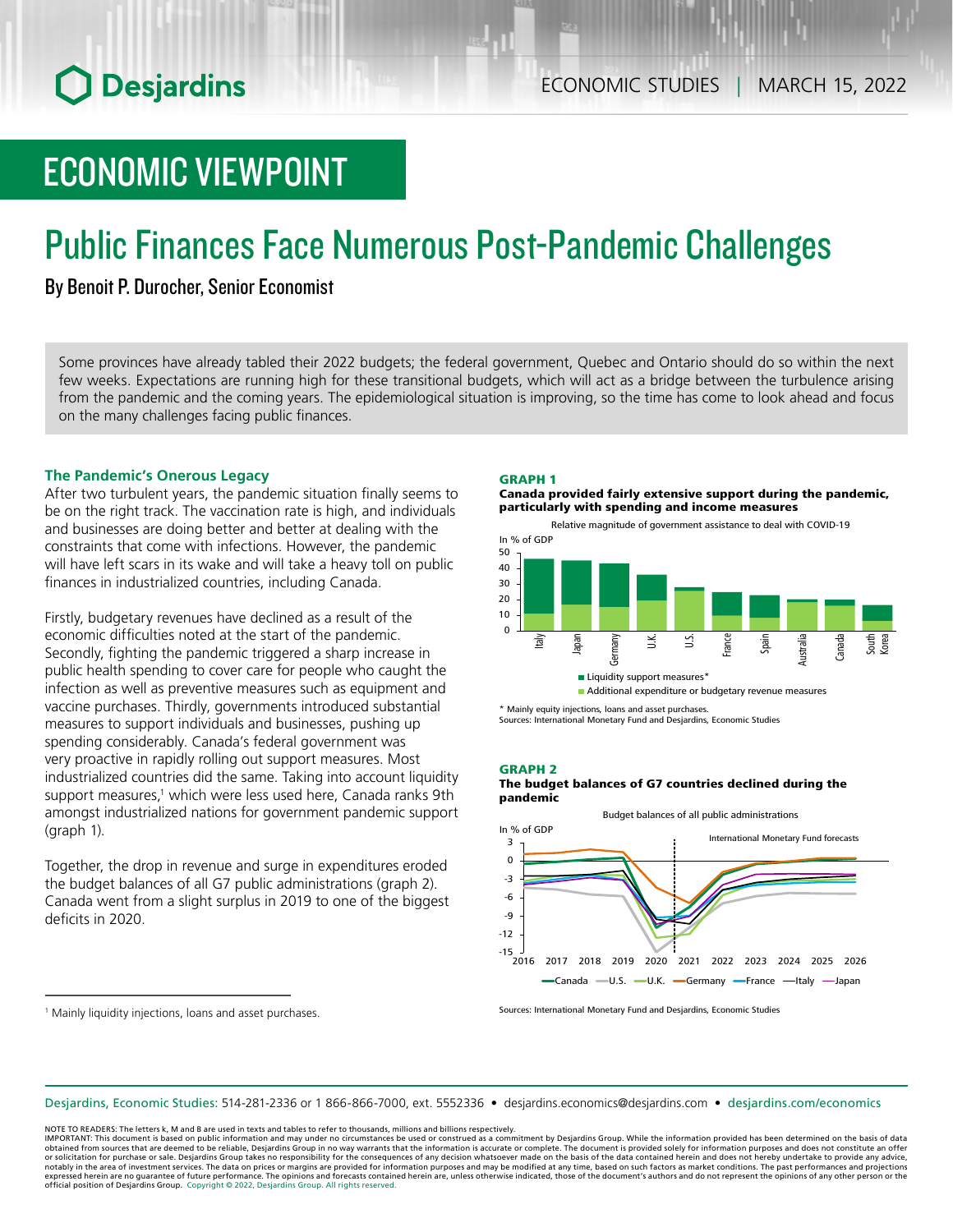# ECONOMIC VIEWPOINT

# Public Finances Face Numerous Post-Pandemic Challenges

By Benoit P. Durocher, Senior Economist

Some provinces have already tabled their 2022 budgets; the federal government, Quebec and Ontario should do so within the next few weeks. Expectations are running high for these transitional budgets, which will act as a bridge between the turbulence arising from the pandemic and the coming years. The epidemiological situation is improving, so the time has come to look ahead and focus on the many challenges facing public finances.

## The Pandemic's Onerous Legacy

After two turbulent years, the pandemic situation finally seems to be on the right track. The vaccination rate is high, and individuals and businesses are doing better and better at dealing with the constraints that come with infections. However, the pandemic will have left scars in its wake and will take a heavy toll on public finances in industrialized countries, including Canada.

Firstly, budgetary revenues have declined as a result of the economic difficulties noted at the start of the pandemic. Secondly, fighting the pandemic triggered a sharp increase in public health spending to cover care for people who caught the infection as well as preventive measures such as equipment and vaccine purchases. Thirdly, governments introduced substantial measures to support individuals and businesses, pushing up spending considerably. Canada's federal government was very proactive in rapidly rolling out support measures. Most industrialized countries did the same. Taking into account liquidity support measures,[1] which were less used here, Canada ranks 9th amongst industrialized nations for government pandemic support (graph 1).

Together, the drop in revenue and surge in expenditures eroded the budget balances of all G7 public administrations (graph 2). Canada went from a slight surplus in 2019 to one of the biggest deficits in 2020.

**GRAPH 1**
**Canada provided fairly extensive support during the pandemic, particularly with spending and income measures**

Relative magnitude of government assistance to deal with COVID-19

In % of GDP

Italy, Japan, Germany, U.K., U.S., France, Spain, Australia, Canada, South Korea

■ Liquidity support measures*
■ Additional expenditure or budgetary revenue measures

\* Mainly equity injections, loans and asset purchases.
Sources: International Monetary Fund and Desjardins, Economic Studies

**GRAPH 2**
**The budget balances of G7 countries declined during the pandemic**

Budget balances of all public administrations

In % of GDP

International Monetary Fund forecasts

Canada, U.S., U.K., Germany, France, Italy, Japan

Sources: International Monetary Fund and Desjardins, Economic Studies

[1] Mainly liquidity injections, loans and asset purchases.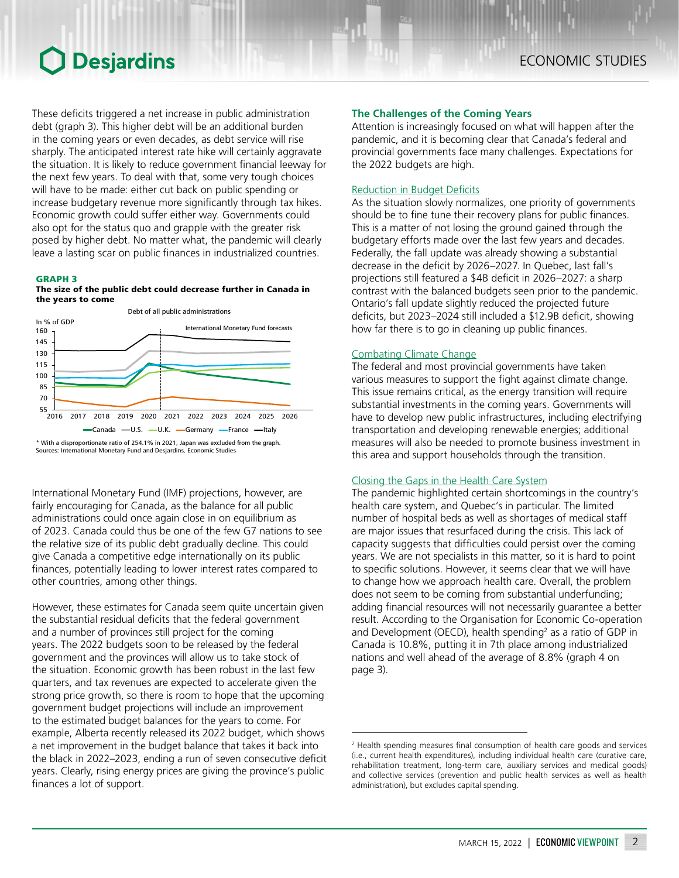These deficits triggered a net increase in public administration debt (graph 3). This higher debt will be an additional burden in the coming years or even decades, as debt service will rise sharply. The anticipated interest rate hike will certainly aggravate the situation. It is likely to reduce government financial leeway for the next few years. To deal with that, some very tough choices will have to be made: either cut back on public spending or increase budgetary revenue more significantly through tax hikes. Economic growth could suffer either way. Governments could also opt for the status quo and grapple with the greater risk posed by higher debt. No matter what, the pandemic will clearly leave a lasting scar on public finances in industrialized countries.

**GRAPH 3**
**The size of the public debt could decrease further in Canada in the years to come**

Debt of all public administrations

In % of GDP

International Monetary Fund forecasts

Canada, U.S., U.K., Germany, France, Italy

\* With a disproportionate ratio of 254.1% in 2021, Japan was excluded from the graph.
Sources: International Monetary Fund and Desjardins, Economic Studies

International Monetary Fund (IMF) projections, however, are fairly encouraging for Canada, as the balance for all public administrations could once again close in on equilibrium as of 2023. Canada could thus be one of the few G7 nations to see the relative size of its public debt gradually decline. This could give Canada a competitive edge internationally on its public finances, potentially leading to lower interest rates compared to other countries, among other things.

However, these estimates for Canada seem quite uncertain given the substantial residual deficits that the federal government and a number of provinces still project for the coming years. The 2022 budgets soon to be released by the federal government and the provinces will allow us to take stock of the situation. Economic growth has been robust in the last few quarters, and tax revenues are expected to accelerate given the strong price growth, so there is room to hope that the upcoming government budget projections will include an improvement to the estimated budget balances for the years to come. For example, Alberta recently released its 2022 budget, which shows a net improvement in the budget balance that takes it back into the black in 2022–2023, ending a run of seven consecutive deficit years. Clearly, rising energy prices are giving the province's public finances a lot of support.

## The Challenges of the Coming Years

Attention is increasingly focused on what will happen after the pandemic, and it is becoming clear that Canada's federal and provincial governments face many challenges. Expectations for the 2022 budgets are high.

### Reduction in Budget Deficits

As the situation slowly normalizes, one priority of governments should be to fine tune their recovery plans for public finances. This is a matter of not losing the ground gained through the budgetary efforts made over the last few years and decades. Federally, the fall update was already showing a substantial decrease in the deficit by 2026–2027. In Quebec, last fall's projections still featured a $4B deficit in 2026–2027: a sharp contrast with the balanced budgets seen prior to the pandemic. Ontario's fall update slightly reduced the projected future deficits, but 2023–2024 still included a $12.9B deficit, showing how far there is to go in cleaning up public finances.

### Combating Climate Change

The federal and most provincial governments have taken various measures to support the fight against climate change. This issue remains critical, as the energy transition will require substantial investments in the coming years. Governments will have to develop new public infrastructures, including electrifying transportation and developing renewable energies; additional measures will also be needed to promote business investment in this area and support households through the transition.

### Closing the Gaps in the Health Care System

The pandemic highlighted certain shortcomings in the country's health care system, and Quebec's in particular. The limited number of hospital beds as well as shortages of medical staff are major issues that resurfaced during the crisis. This lack of capacity suggests that difficulties could persist over the coming years. We are not specialists in this matter, so it is hard to point to specific solutions. However, it seems clear that we will have to change how we approach health care. Overall, the problem does not seem to be coming from substantial underfunding; adding financial resources will not necessarily guarantee a better result. According to the Organisation for Economic Co-operation and Development (OECD), health spending[2] as a ratio of GDP in Canada is 10.8%, putting it in 7th place among industrialized nations and well ahead of the average of 8.8% (graph 4 on page 3).

---

[2] Health spending measures final consumption of health care goods and services (i.e., current health expenditures), including individual health care (curative care, rehabilitation treatment, long-term care, auxiliary services and medical goods) and collective services (prevention and public health services as well as health administration), but excludes capital spending.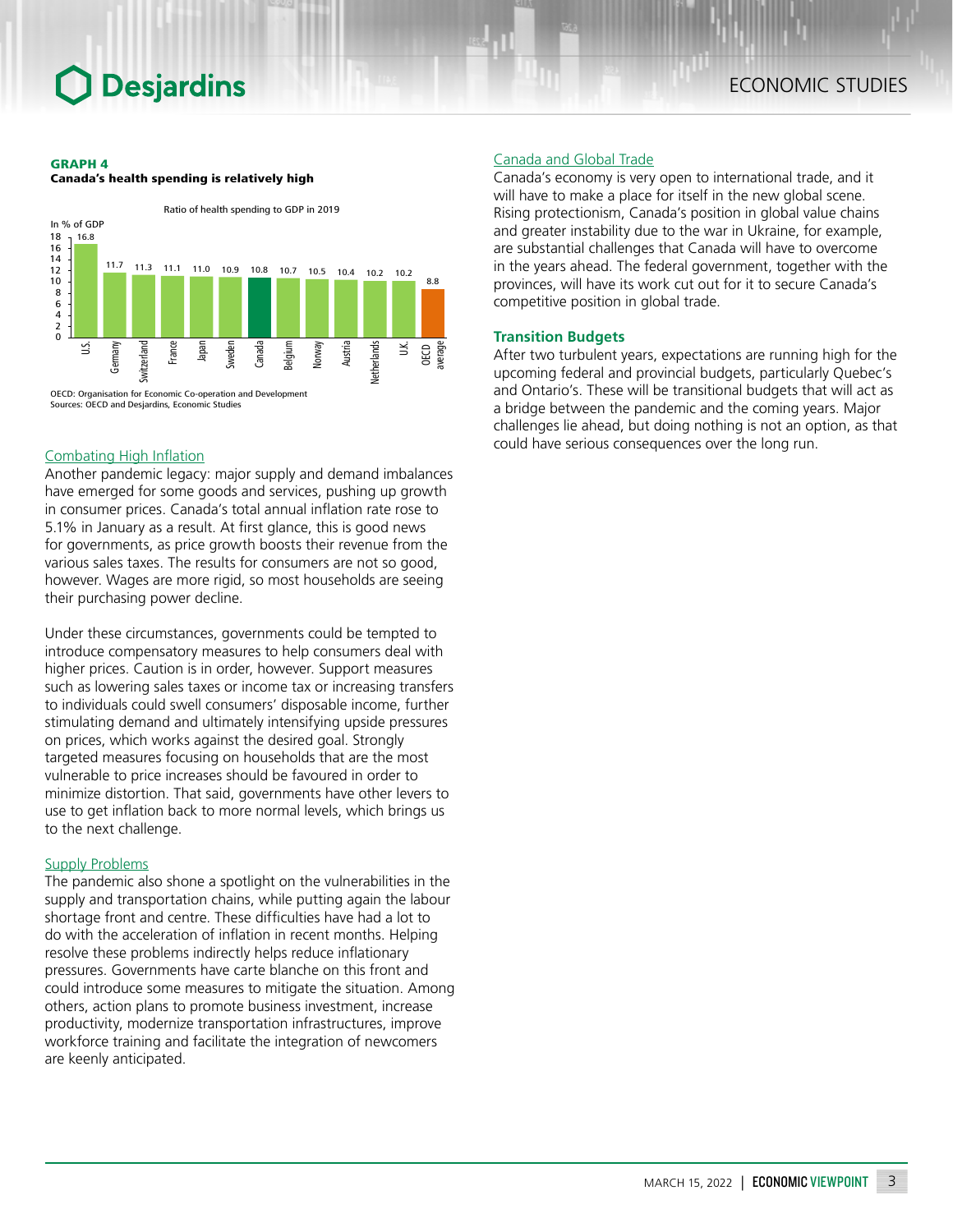**GRAPH 4**
**Canada's health spending is relatively high**

Ratio of health spending to GDP in 2019

In % of GDP

18
16
14
12
10
8
6
4
2
0

16.8 11.7 11.3 11.1 11.0 10.9 10.8 10.7 10.5 10.4 10.2 10.2 8.8

U.S. Germany Switzerland France Japan Sweden Canada Belgium Norway Austria Netherlands U.K. OECD average

OECD: Organisation for Economic Co-operation and Development
Sources: OECD and Desjardins, Economic Studies

### Combating High Inflation

Another pandemic legacy: major supply and demand imbalances have emerged for some goods and services, pushing up growth in consumer prices. Canada's total annual inflation rate rose to 5.1% in January as a result. At first glance, this is good news for governments, as price growth boosts their revenue from the various sales taxes. The results for consumers are not so good, however. Wages are more rigid, so most households are seeing their purchasing power decline.

Under these circumstances, governments could be tempted to introduce compensatory measures to help consumers deal with higher prices. Caution is in order, however. Support measures such as lowering sales taxes or income tax or increasing transfers to individuals could swell consumers' disposable income, further stimulating demand and ultimately intensifying upside pressures on prices, which works against the desired goal. Strongly targeted measures focusing on households that are the most vulnerable to price increases should be favoured in order to minimize distortion. That said, governments have other levers to use to get inflation back to more normal levels, which brings us to the next challenge.

### Supply Problems

The pandemic also shone a spotlight on the vulnerabilities in the supply and transportation chains, while putting again the labour shortage front and centre. These difficulties have had a lot to do with the acceleration of inflation in recent months. Helping resolve these problems indirectly helps reduce inflationary pressures. Governments have carte blanche on this front and could introduce some measures to mitigate the situation. Among others, action plans to promote business investment, increase productivity, modernize transportation infrastructures, improve workforce training and facilitate the integration of newcomers are keenly anticipated.

### Canada and Global Trade

Canada's economy is very open to international trade, and it will have to make a place for itself in the new global scene. Rising protectionism, Canada's position in global value chains and greater instability due to the war in Ukraine, for example, are substantial challenges that Canada will have to overcome in the years ahead. The federal government, together with the provinces, will have its work cut out for it to secure Canada's competitive position in global trade.

## Transition Budgets

After two turbulent years, expectations are running high for the upcoming federal and provincial budgets, particularly Quebec's and Ontario's. These will be transitional budgets that will act as a bridge between the pandemic and the coming years. Major challenges lie ahead, but doing nothing is not an option, as that could have serious consequences over the long run.